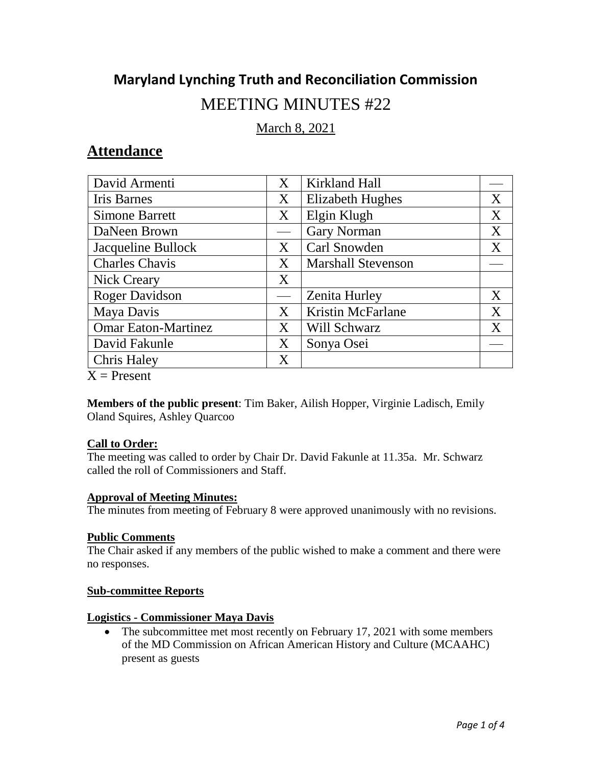# Maryland Lynching Truth and Reconciliation Commission

# MEETING MINUTES #22

March 8, 2021

## Attendance

| | | | |
|---|---|---|---|
| David Armenti | X | Kirkland Hall | — |
| Iris Barnes | X | Elizabeth Hughes | X |
| Simone Barrett | X | Elgin Klugh | X |
| DaNeen Brown | — | Gary Norman | X |
| Jacqueline Bullock | X | Carl Snowden | X |
| Charles Chavis | X | Marshall Stevenson | — |
| Nick Creary | X | | |
| Roger Davidson | — | Zenita Hurley | X |
| Maya Davis | X | Kristin McFarlane | X |
| Omar Eaton-Martinez | X | Will Schwarz | X |
| David Fakunle | X | Sonya Osei | — |
| Chris Haley | X | | |

X = Present

**Members of the public present**: Tim Baker, Ailish Hopper, Virginie Ladisch, Emily Oland Squires, Ashley Quarcoo

**Call to Order:**

The meeting was called to order by Chair Dr. David Fakunle at 11.35a. Mr. Schwarz called the roll of Commissioners and Staff.

**Approval of Meeting Minutes:**

The minutes from meeting of February 8 were approved unanimously with no revisions.

**Public Comments**

The Chair asked if any members of the public wished to make a comment and there were no responses.

**Sub-committee Reports**

**Logistics - Commissioner Maya Davis**

- The subcommittee met most recently on February 17, 2021 with some members of the MD Commission on African American History and Culture (MCAAHC) present as guests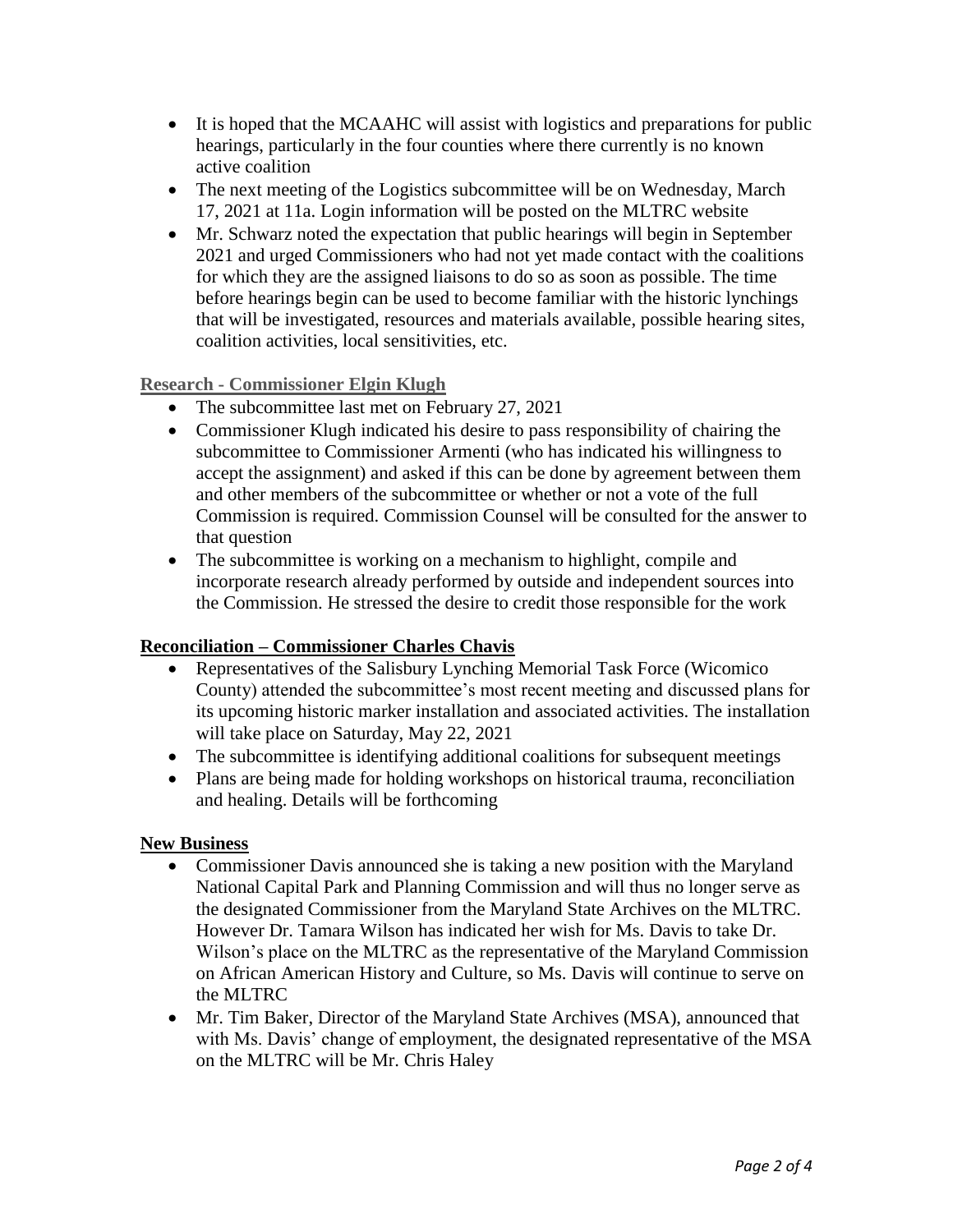- It is hoped that the MCAAHC will assist with logistics and preparations for public hearings, particularly in the four counties where there currently is no known active coalition
- The next meeting of the Logistics subcommittee will be on Wednesday, March 17, 2021 at 11a. Login information will be posted on the MLTRC website
- Mr. Schwarz noted the expectation that public hearings will begin in September 2021 and urged Commissioners who had not yet made contact with the coalitions for which they are the assigned liaisons to do so as soon as possible. The time before hearings begin can be used to become familiar with the historic lynchings that will be investigated, resources and materials available, possible hearing sites, coalition activities, local sensitivities, etc.

**Research - Commissioner Elgin Klugh**

- The subcommittee last met on February 27, 2021
- Commissioner Klugh indicated his desire to pass responsibility of chairing the subcommittee to Commissioner Armenti (who has indicated his willingness to accept the assignment) and asked if this can be done by agreement between them and other members of the subcommittee or whether or not a vote of the full Commission is required. Commission Counsel will be consulted for the answer to that question
- The subcommittee is working on a mechanism to highlight, compile and incorporate research already performed by outside and independent sources into the Commission. He stressed the desire to credit those responsible for the work

**Reconciliation – Commissioner Charles Chavis**

- Representatives of the Salisbury Lynching Memorial Task Force (Wicomico County) attended the subcommittee's most recent meeting and discussed plans for its upcoming historic marker installation and associated activities. The installation will take place on Saturday, May 22, 2021
- The subcommittee is identifying additional coalitions for subsequent meetings
- Plans are being made for holding workshops on historical trauma, reconciliation and healing. Details will be forthcoming

**New Business**

- Commissioner Davis announced she is taking a new position with the Maryland National Capital Park and Planning Commission and will thus no longer serve as the designated Commissioner from the Maryland State Archives on the MLTRC. However Dr. Tamara Wilson has indicated her wish for Ms. Davis to take Dr. Wilson's place on the MLTRC as the representative of the Maryland Commission on African American History and Culture, so Ms. Davis will continue to serve on the MLTRC
- Mr. Tim Baker, Director of the Maryland State Archives (MSA), announced that with Ms. Davis' change of employment, the designated representative of the MSA on the MLTRC will be Mr. Chris Haley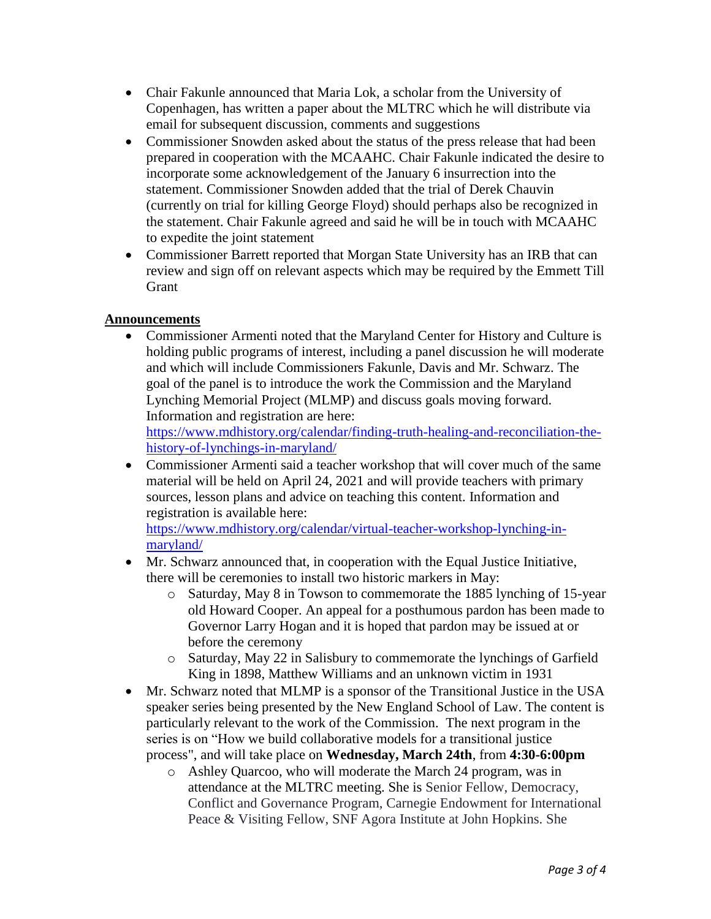- Chair Fakunle announced that Maria Lok, a scholar from the University of Copenhagen, has written a paper about the MLTRC which he will distribute via email for subsequent discussion, comments and suggestions
- Commissioner Snowden asked about the status of the press release that had been prepared in cooperation with the MCAAHC. Chair Fakunle indicated the desire to incorporate some acknowledgement of the January 6 insurrection into the statement. Commissioner Snowden added that the trial of Derek Chauvin (currently on trial for killing George Floyd) should perhaps also be recognized in the statement. Chair Fakunle agreed and said he will be in touch with MCAAHC to expedite the joint statement
- Commissioner Barrett reported that Morgan State University has an IRB that can review and sign off on relevant aspects which may be required by the Emmett Till Grant

**Announcements**

- Commissioner Armenti noted that the Maryland Center for History and Culture is holding public programs of interest, including a panel discussion he will moderate and which will include Commissioners Fakunle, Davis and Mr. Schwarz. The goal of the panel is to introduce the work the Commission and the Maryland Lynching Memorial Project (MLMP) and discuss goals moving forward. Information and registration are here: [https://www.mdhistory.org/calendar/finding-truth-healing-and-reconciliation-the-history-of-lynchings-in-maryland/](https://www.mdhistory.org/calendar/finding-truth-healing-and-reconciliation-the-history-of-lynchings-in-maryland/)
- Commissioner Armenti said a teacher workshop that will cover much of the same material will be held on April 24, 2021 and will provide teachers with primary sources, lesson plans and advice on teaching this content. Information and registration is available here: [https://www.mdhistory.org/calendar/virtual-teacher-workshop-lynching-in-maryland/](https://www.mdhistory.org/calendar/virtual-teacher-workshop-lynching-in-maryland/)
- Mr. Schwarz announced that, in cooperation with the Equal Justice Initiative, there will be ceremonies to install two historic markers in May:
  - Saturday, May 8 in Towson to commemorate the 1885 lynching of 15-year old Howard Cooper. An appeal for a posthumous pardon has been made to Governor Larry Hogan and it is hoped that pardon may be issued at or before the ceremony
  - Saturday, May 22 in Salisbury to commemorate the lynchings of Garfield King in 1898, Matthew Williams and an unknown victim in 1931
- Mr. Schwarz noted that MLMP is a sponsor of the Transitional Justice in the USA speaker series being presented by the New England School of Law. The content is particularly relevant to the work of the Commission. The next program in the series is on "How we build collaborative models for a transitional justice process", and will take place on **Wednesday, March 24th**, from **4:30-6:00pm**
  - Ashley Quarcoo, who will moderate the March 24 program, was in attendance at the MLTRC meeting. She is Senior Fellow, Democracy, Conflict and Governance Program, Carnegie Endowment for International Peace & Visiting Fellow, SNF Agora Institute at John Hopkins. She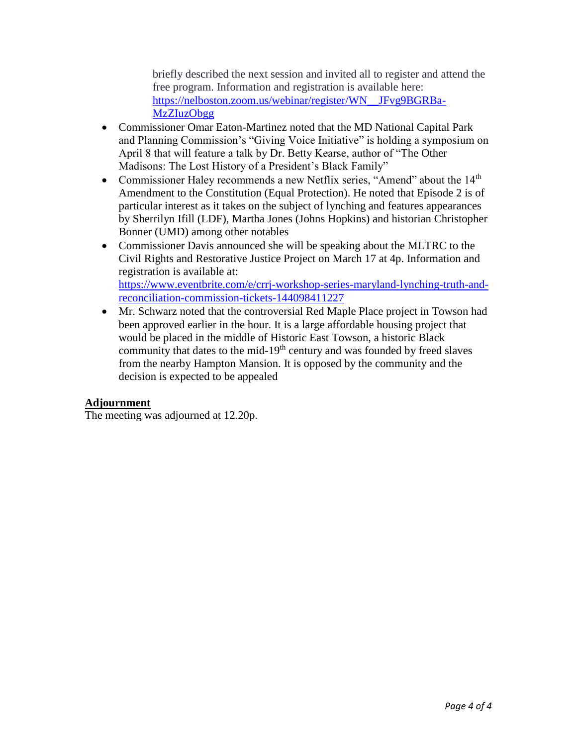briefly described the next session and invited all to register and attend the free program. Information and registration is available here: https://nelboston.zoom.us/webinar/register/WN__JFvg9BGRBa-MzZIuzObgg

- Commissioner Omar Eaton-Martinez noted that the MD National Capital Park and Planning Commission's "Giving Voice Initiative" is holding a symposium on April 8 that will feature a talk by Dr. Betty Kearse, author of "The Other Madisons: The Lost History of a President's Black Family"
- Commissioner Haley recommends a new Netflix series, "Amend" about the 14th Amendment to the Constitution (Equal Protection). He noted that Episode 2 is of particular interest as it takes on the subject of lynching and features appearances by Sherrilyn Ifill (LDF), Martha Jones (Johns Hopkins) and historian Christopher Bonner (UMD) among other notables
- Commissioner Davis announced she will be speaking about the MLTRC to the Civil Rights and Restorative Justice Project on March 17 at 4p. Information and registration is available at: https://www.eventbrite.com/e/crrj-workshop-series-maryland-lynching-truth-and-reconciliation-commission-tickets-144098411227
- Mr. Schwarz noted that the controversial Red Maple Place project in Towson had been approved earlier in the hour. It is a large affordable housing project that would be placed in the middle of Historic East Towson, a historic Black community that dates to the mid-19th century and was founded by freed slaves from the nearby Hampton Mansion. It is opposed by the community and the decision is expected to be appealed

**Adjournment**

The meeting was adjourned at 12.20p.